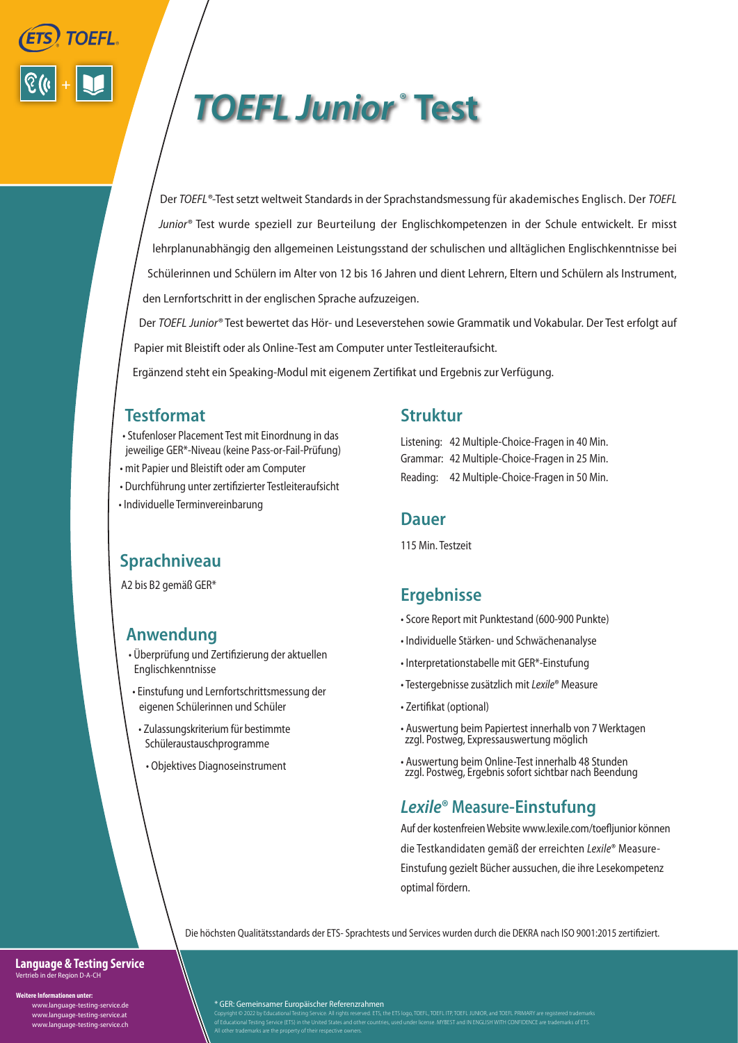ETS TOEFL

# *TOEFL Junior*® Test

Der *TOEFL*®-Test setzt weltweit Standards in der Sprachstandsmessung für akademisches Englisch. Der *TOEFL Junior*® Test wurde speziell zur Beurteilung der Englischkompetenzen in der Schule entwickelt. Er misst lehrplanunabhängig den allgemeinen Leistungsstand der schulischen und alltäglichen Englischkenntnisse bei Schülerinnen und Schülern im Alter von 12 bis 16 Jahren und dient Lehrern, Eltern und Schülern als Instrument, den Lernfortschritt in der englischen Sprache aufzuzeigen.

Der *TOEFL Junior*® Test bewertet das Hör- und Leseverstehen sowie Grammatik und Vokabular. Der Test erfolgt auf Papier mit Bleistift oder als Online-Test am Computer unter Testleiteraufsicht.

Ergänzend steht ein Speaking-Modul mit eigenem Zertifikat und Ergebnis zur Verfügung.

## Testformat

- Stufenloser Placement Test mit Einordnung in das jeweilige GER*-Niveau (keine Pass-or-Fail-Prüfung)
- mit Papier und Bleistift oder am Computer
- Durchführung unter zertifizierter Testleiteraufsicht
- Individuelle Terminvereinbarung

## Sprachniveau

A2 bis B2 gemäß GER*

## Anwendung

- Überprüfung und Zertifizierung der aktuellen Englischkenntnisse
- Einstufung und Lernfortschrittsmessung der eigenen Schülerinnen und Schüler
- Zulassungskriterium für bestimmte Schüleraustauschprogramme
- Objektives Diagnoseinstrument

## Struktur

Listening: 42 Multiple-Choice-Fragen in 40 Min.
Grammar: 42 Multiple-Choice-Fragen in 25 Min.
Reading: 42 Multiple-Choice-Fragen in 50 Min.

## Dauer

115 Min. Testzeit

## Ergebnisse

- Score Report mit Punktestand (600-900 Punkte)
- Individuelle Stärken- und Schwächenanalyse
- Interpretationstabelle mit GER*-Einstufung
- Testergebnisse zusätzlich mit *Lexile*® Measure
- Zertifikat (optional)
- Auswertung beim Papiertest innerhalb von 7 Werktagen zzgl. Postweg, Expressauswertung möglich
- Auswertung beim Online-Test innerhalb 48 Stunden zzgl. Postweg, Ergebnis sofort sichtbar nach Beendung

## *Lexile*® Measure-Einstufung

Auf der kostenfreien Website www.lexile.com/toefljunior können die Testkandidaten gemäß der erreichten *Lexile*® Measure-Einstufung gezielt Bücher aussuchen, die ihre Lesekompetenz optimal fördern.

Die höchsten Qualitätsstandards der ETS- Sprachtests und Services wurden durch die DEKRA nach ISO 9001:2015 zertifiziert.

**Language & Testing Service**
Vertrieb in der Region D-A-CH

**Weitere Informationen unter:**
www.language-testing-service.de
www.language-testing-service.at
www.language-testing-service.ch

\* GER: Gemeinsamer Europäischer Referenzrahmen

Copyright © 2022 by Educational Testing Service. All rights reserved. ETS, the ETS logo, TOEFL, TOEFL ITP, TOEFL JUNIOR, and TOEFL PRIMARY are registered trademarks of Educational Testing Service (ETS) in the United States and other countries, used under license. MYBEST and IN ENGLISH WITH CONFIDENCE are trademarks of ETS. All other trademarks are the property of their respective owners.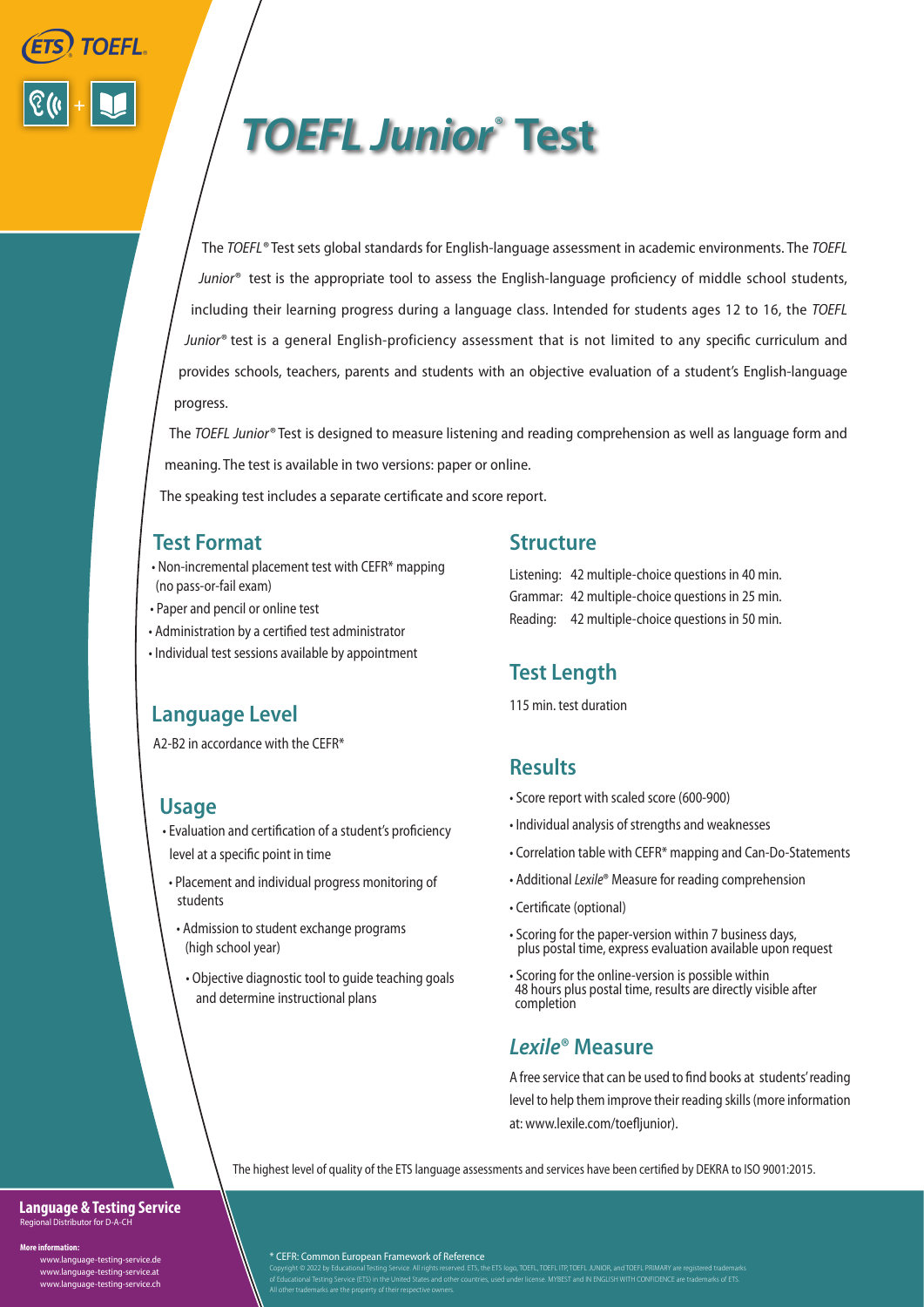ETS TOEFL

# *TOEFL Junior*® Test

The *TOEFL*® Test sets global standards for English-language assessment in academic environments. The *TOEFL Junior*® test is the appropriate tool to assess the English-language proficiency of middle school students, including their learning progress during a language class. Intended for students ages 12 to 16, the *TOEFL Junior*® test is a general English-proficiency assessment that is not limited to any specific curriculum and provides schools, teachers, parents and students with an objective evaluation of a student's English-language progress.

The *TOEFL Junior*® Test is designed to measure listening and reading comprehension as well as language form and meaning. The test is available in two versions: paper or online.

The speaking test includes a separate certificate and score report.

## Test Format

- Non-incremental placement test with CEFR* mapping (no pass-or-fail exam)
- Paper and pencil or online test
- Administration by a certified test administrator
- Individual test sessions available by appointment

## Language Level

A2-B2 in accordance with the CEFR*

## Usage

- Evaluation and certification of a student's proficiency level at a specific point in time
- Placement and individual progress monitoring of students
- Admission to student exchange programs (high school year)
- Objective diagnostic tool to guide teaching goals and determine instructional plans

## Structure

Listening: 42 multiple-choice questions in 40 min.
Grammar: 42 multiple-choice questions in 25 min.
Reading: 42 multiple-choice questions in 50 min.

## Test Length

115 min. test duration

## Results

- Score report with scaled score (600-900)
- Individual analysis of strengths and weaknesses
- Correlation table with CEFR* mapping and Can-Do-Statements
- Additional *Lexile*® Measure for reading comprehension
- Certificate (optional)
- Scoring for the paper-version within 7 business days, plus postal time, express evaluation available upon request
- Scoring for the online-version is possible within 48 hours plus postal time, results are directly visible after completion

## *Lexile*® Measure

A free service that can be used to find books at students' reading level to help them improve their reading skills (more information at: www.lexile.com/toefljunior).

The highest level of quality of the ETS language assessments and services have been certified by DEKRA to ISO 9001:2015.

**Language & Testing Service**
Regional Distributor for D-A-CH

**More information:**
www.language-testing-service.de
www.language-testing-service.at
www.language-testing-service.ch

* CEFR: Common European Framework of Reference

Copyright © 2022 by Educational Testing Service. All rights reserved. ETS, the ETS logo, TOEFL, TOEFL ITP, TOEFL JUNIOR, and TOEFL PRIMARY are registered trademarks of Educational Testing Service (ETS) in the United States and other countries, used under license. MYBEST and IN ENGLISH WITH CONFIDENCE are trademarks of ETS. All other trademarks are the property of their respective owners.